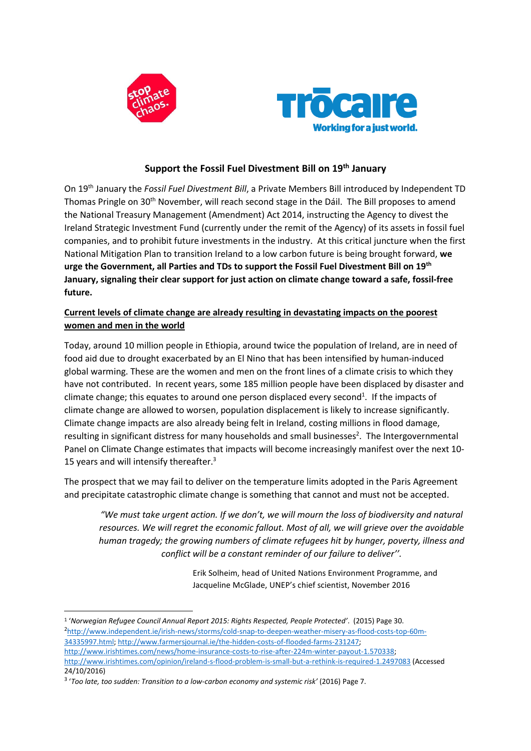## Support the Fossil Fuel Divestment Bill on 19th January

On 19th January the *Fossil Fuel Divestment Bill*, a Private Members Bill introduced by Independent TD Thomas Pringle on 30th November, will reach second stage in the Dáil. The Bill proposes to amend the National Treasury Management (Amendment) Act 2014, instructing the Agency to divest the Ireland Strategic Investment Fund (currently under the remit of the Agency) of its assets in fossil fuel companies, and to prohibit future investments in the industry. At this critical juncture when the first National Mitigation Plan to transition Ireland to a low carbon future is being brought forward, **we urge the Government, all Parties and TDs to support the Fossil Fuel Divestment Bill on 19th January, signaling their clear support for just action on climate change toward a safe, fossil-free future.**

### Current levels of climate change are already resulting in devastating impacts on the poorest women and men in the world

Today, around 10 million people in Ethiopia, around twice the population of Ireland, are in need of food aid due to drought exacerbated by an El Nino that has been intensified by human-induced global warming. These are the women and men on the front lines of a climate crisis to which they have not contributed. In recent years, some 185 million people have been displaced by disaster and climate change; this equates to around one person displaced every second[1]. If the impacts of climate change are allowed to worsen, population displacement is likely to increase significantly. Climate change impacts are also already being felt in Ireland, costing millions in flood damage, resulting in significant distress for many households and small businesses[2]. The Intergovernmental Panel on Climate Change estimates that impacts will become increasingly manifest over the next 10-15 years and will intensify thereafter.[3]

The prospect that we may fail to deliver on the temperature limits adopted in the Paris Agreement and precipitate catastrophic climate change is something that cannot and must not be accepted.

> *"We must take urgent action. If we don't, we will mourn the loss of biodiversity and natural resources. We will regret the economic fallout. Most of all, we will grieve over the avoidable human tragedy; the growing numbers of climate refugees hit by hunger, poverty, illness and conflict will be a constant reminder of our failure to deliver''.*
>
> Erik Solheim, head of United Nations Environment Programme, and Jacqueline McGlade, UNEP's chief scientist, November 2016

---

[1] '*Norwegian Refugee Council Annual Report 2015: Rights Respected, People Protected*'. (2015) Page 30.

[2] http://www.independent.ie/irish-news/storms/cold-snap-to-deepen-weather-misery-as-flood-costs-top-60m-34335997.html; http://www.farmersjournal.ie/the-hidden-costs-of-flooded-farms-231247; http://www.irishtimes.com/news/home-insurance-costs-to-rise-after-224m-winter-payout-1.570338; http://www.irishtimes.com/opinion/ireland-s-flood-problem-is-small-but-a-rethink-is-required-1.2497083 (Accessed 24/10/2016)

[3] '*Too late, too sudden: Transition to a low-carbon economy and systemic risk*' (2016) Page 7.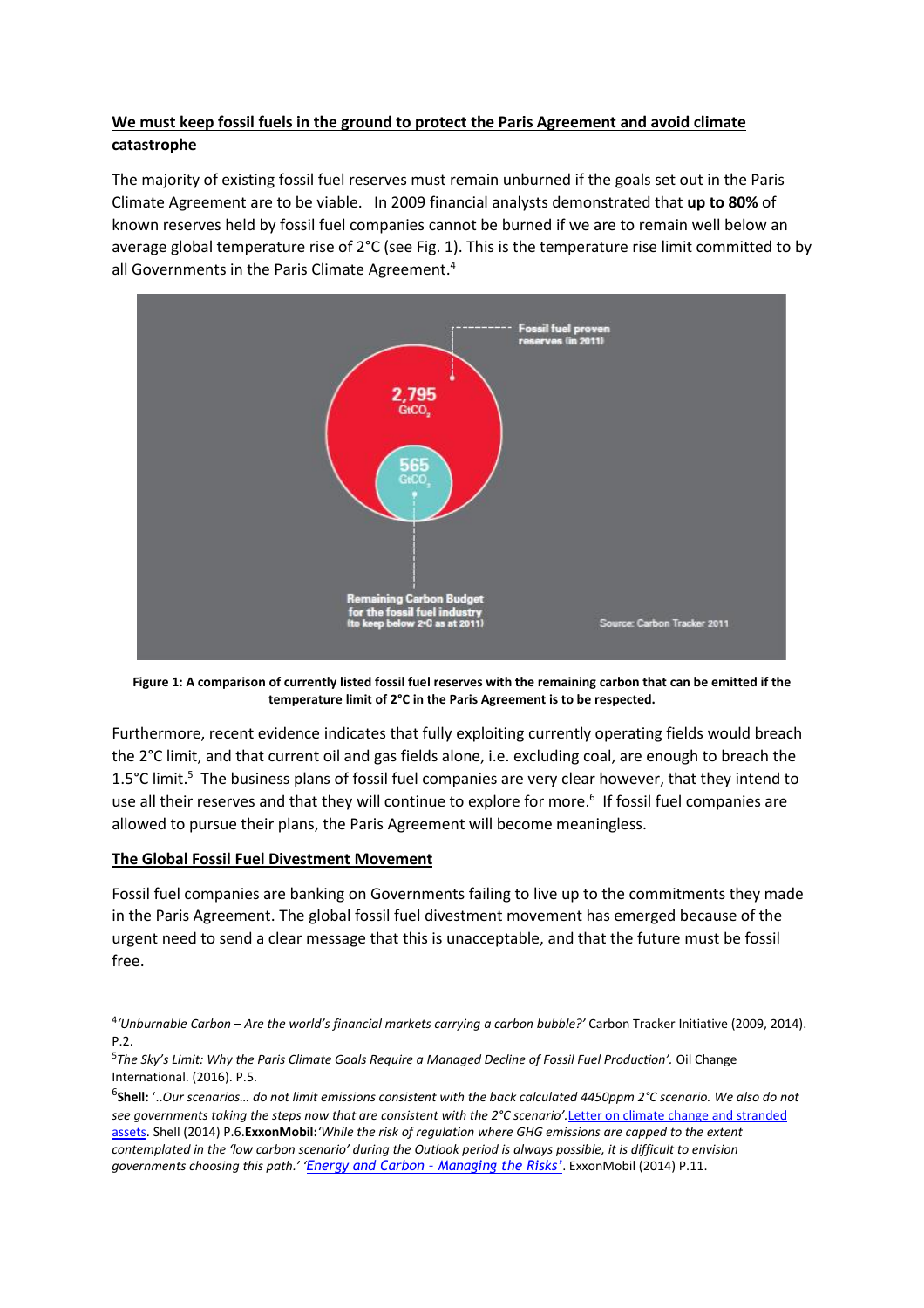**We must keep fossil fuels in the ground to protect the Paris Agreement and avoid climate catastrophe**

The majority of existing fossil fuel reserves must remain unburned if the goals set out in the Paris Climate Agreement are to be viable. In 2009 financial analysts demonstrated that **up to 80%** of known reserves held by fossil fuel companies cannot be burned if we are to remain well below an average global temperature rise of 2°C (see Fig. 1). This is the temperature rise limit committed to by all Governments in the Paris Climate Agreement.[4]

Fossil fuel proven reserves (in 2011)

2,795 $GtCO_2$

565 $GtCO_2$

Remaining Carbon Budget for the fossil fuel industry (to keep below 2°C as at 2011)

Source: Carbon Tracker 2011

**Figure 1: A comparison of currently listed fossil fuel reserves with the remaining carbon that can be emitted if the temperature limit of 2°C in the Paris Agreement is to be respected.**

Furthermore, recent evidence indicates that fully exploiting currently operating fields would breach the 2°C limit, and that current oil and gas fields alone, i.e. excluding coal, are enough to breach the 1.5°C limit.[5] The business plans of fossil fuel companies are very clear however, that they intend to use all their reserves and that they will continue to explore for more.[6] If fossil fuel companies are allowed to pursue their plans, the Paris Agreement will become meaningless.

**The Global Fossil Fuel Divestment Movement**

Fossil fuel companies are banking on Governments failing to live up to the commitments they made in the Paris Agreement. The global fossil fuel divestment movement has emerged because of the urgent need to send a clear message that this is unacceptable, and that the future must be fossil free.

---

[4] *'Unburnable Carbon – Are the world's financial markets carrying a carbon bubble?'* Carbon Tracker Initiative (2009, 2014). P.2.

[5] *The Sky's Limit: Why the Paris Climate Goals Require a Managed Decline of Fossil Fuel Production'.* Oil Change International. (2016). P.5.

[6] **Shell:** *'..Our scenarios… do not limit emissions consistent with the back calculated 4450ppm 2°C scenario. We also do not see governments taking the steps now that are consistent with the 2°C scenario'.* Letter on climate change and stranded assets. Shell (2014) P.6. **ExxonMobil:** *'While the risk of regulation where GHG emissions are capped to the extent contemplated in the 'low carbon scenario' during the Outlook period is always possible, it is difficult to envision governments choosing this path.'* *'Energy and Carbon - Managing the Risks'*. ExxonMobil (2014) P.11.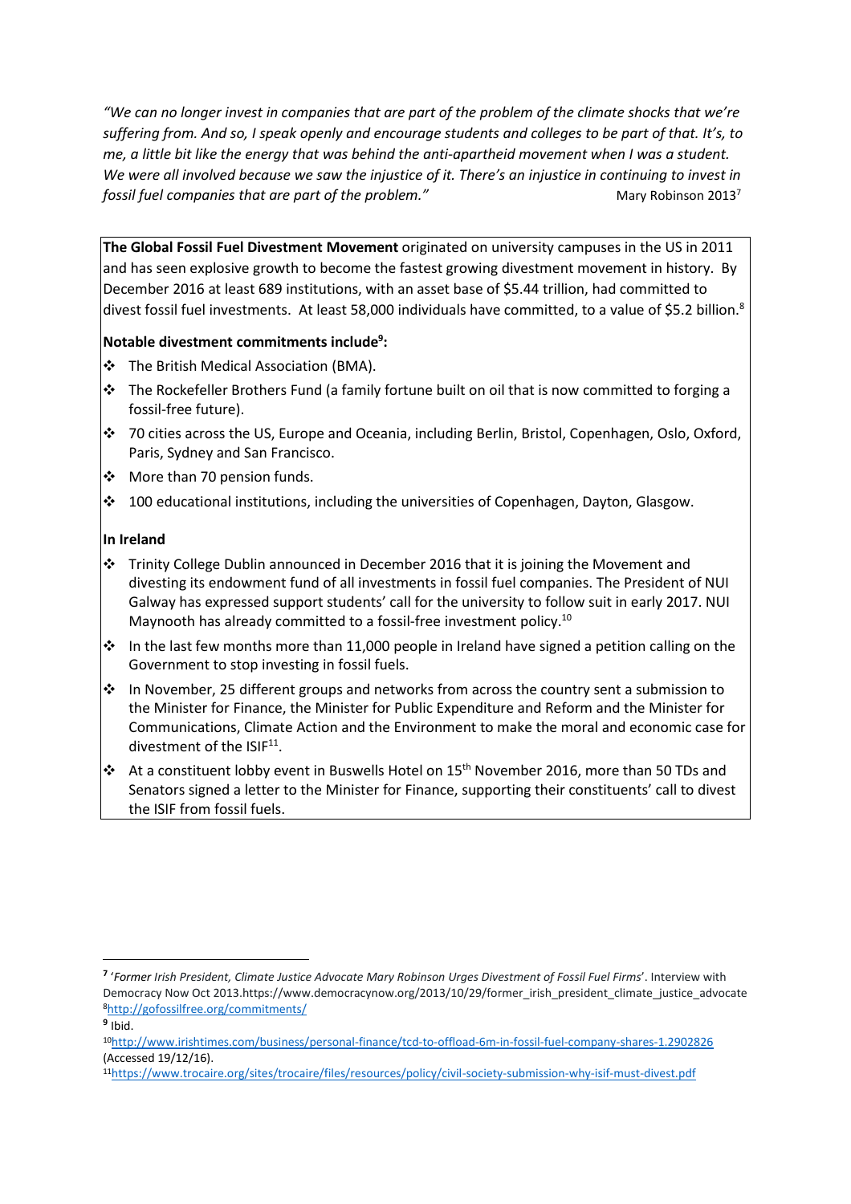*"We can no longer invest in companies that are part of the problem of the climate shocks that we're suffering from. And so, I speak openly and encourage students and colleges to be part of that. It's, to me, a little bit like the energy that was behind the anti-apartheid movement when I was a student. We were all involved because we saw the injustice of it. There's an injustice in continuing to invest in fossil fuel companies that are part of the problem."* Mary Robinson 2013[7]

**The Global Fossil Fuel Divestment Movement** originated on university campuses in the US in 2011 and has seen explosive growth to become the fastest growing divestment movement in history. By December 2016 at least 689 institutions, with an asset base of $5.44 trillion, had committed to divest fossil fuel investments. At least 58,000 individuals have committed, to a value of $5.2 billion.[8]

**Notable divestment commitments include[9]:**

- The British Medical Association (BMA).
- The Rockefeller Brothers Fund (a family fortune built on oil that is now committed to forging a fossil-free future).
- 70 cities across the US, Europe and Oceania, including Berlin, Bristol, Copenhagen, Oslo, Oxford, Paris, Sydney and San Francisco.
- More than 70 pension funds.
- 100 educational institutions, including the universities of Copenhagen, Dayton, Glasgow.

**In Ireland**

- Trinity College Dublin announced in December 2016 that it is joining the Movement and divesting its endowment fund of all investments in fossil fuel companies. The President of NUI Galway has expressed support students' call for the university to follow suit in early 2017. NUI Maynooth has already committed to a fossil-free investment policy.[10]
- In the last few months more than 11,000 people in Ireland have signed a petition calling on the Government to stop investing in fossil fuels.
- In November, 25 different groups and networks from across the country sent a submission to the Minister for Finance, the Minister for Public Expenditure and Reform and the Minister for Communications, Climate Action and the Environment to make the moral and economic case for divestment of the ISIF[11].
- At a constituent lobby event in Buswells Hotel on 15th November 2016, more than 50 TDs and Senators signed a letter to the Minister for Finance, supporting their constituents' call to divest the ISIF from fossil fuels.

---

[7] '*Former Irish President, Climate Justice Advocate Mary Robinson Urges Divestment of Fossil Fuel Firms*'. Interview with Democracy Now Oct 2013.https://www.democracynow.org/2013/10/29/former_irish_president_climate_justice_advocate

[8] http://gofossilfree.org/commitments/

[9] Ibid.

[10] http://www.irishtimes.com/business/personal-finance/tcd-to-offload-6m-in-fossil-fuel-company-shares-1.2902826 (Accessed 19/12/16).

[11] https://www.trocaire.org/sites/trocaire/files/resources/policy/civil-society-submission-why-isif-must-divest.pdf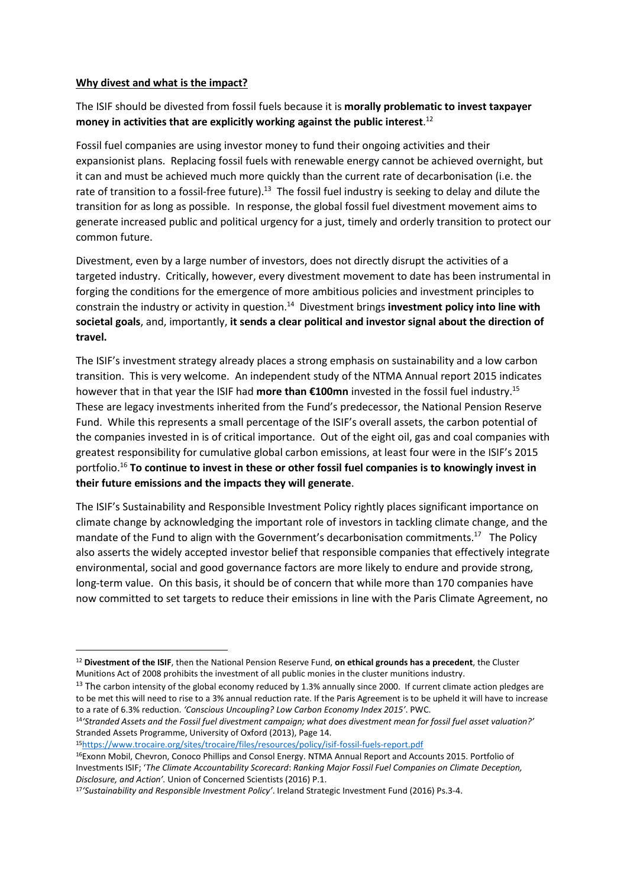**Why divest and what is the impact?**

The ISIF should be divested from fossil fuels because it is **morally problematic to invest taxpayer money in activities that are explicitly working against the public interest**.[12]

Fossil fuel companies are using investor money to fund their ongoing activities and their expansionist plans. Replacing fossil fuels with renewable energy cannot be achieved overnight, but it can and must be achieved much more quickly than the current rate of decarbonisation (i.e. the rate of transition to a fossil-free future).[13] The fossil fuel industry is seeking to delay and dilute the transition for as long as possible. In response, the global fossil fuel divestment movement aims to generate increased public and political urgency for a just, timely and orderly transition to protect our common future.

Divestment, even by a large number of investors, does not directly disrupt the activities of a targeted industry. Critically, however, every divestment movement to date has been instrumental in forging the conditions for the emergence of more ambitious policies and investment principles to constrain the industry or activity in question.[14] Divestment brings **investment policy into line with societal goals**, and, importantly, **it sends a clear political and investor signal about the direction of travel.**

The ISIF's investment strategy already places a strong emphasis on sustainability and a low carbon transition. This is very welcome. An independent study of the NTMA Annual report 2015 indicates however that in that year the ISIF had **more than €100mn** invested in the fossil fuel industry.[15] These are legacy investments inherited from the Fund's predecessor, the National Pension Reserve Fund. While this represents a small percentage of the ISIF's overall assets, the carbon potential of the companies invested in is of critical importance. Out of the eight oil, gas and coal companies with greatest responsibility for cumulative global carbon emissions, at least four were in the ISIF's 2015 portfolio.[16] **To continue to invest in these or other fossil fuel companies is to knowingly invest in their future emissions and the impacts they will generate**.

The ISIF's Sustainability and Responsible Investment Policy rightly places significant importance on climate change by acknowledging the important role of investors in tackling climate change, and the mandate of the Fund to align with the Government's decarbonisation commitments.[17] The Policy also asserts the widely accepted investor belief that responsible companies that effectively integrate environmental, social and good governance factors are more likely to endure and provide strong, long-term value. On this basis, it should be of concern that while more than 170 companies have now committed to set targets to reduce their emissions in line with the Paris Climate Agreement, no

---

[12] **Divestment of the ISIF**, then the National Pension Reserve Fund, **on ethical grounds has a precedent**, the Cluster Munitions Act of 2008 prohibits the investment of all public monies in the cluster munitions industry.

[13] The carbon intensity of the global economy reduced by 1.3% annually since 2000. If current climate action pledges are to be met this will need to rise to a 3% annual reduction rate. If the Paris Agreement is to be upheld it will have to increase to a rate of 6.3% reduction. *'Conscious Uncoupling? Low Carbon Economy Index 2015'*. PWC.

[14] *'Stranded Assets and the Fossil fuel divestment campaign; what does divestment mean for fossil fuel asset valuation?'* Stranded Assets Programme, University of Oxford (2013), Page 14.

[15] https://www.trocaire.org/sites/trocaire/files/resources/policy/isif-fossil-fuels-report.pdf

[16] Exonn Mobil, Chevron, Conoco Phillips and Consol Energy. NTMA Annual Report and Accounts 2015. Portfolio of Investments ISIF; '*The Climate Accountability Scorecard*: *Ranking Major Fossil Fuel Companies on Climate Deception, Disclosure, and Action'*. Union of Concerned Scientists (2016) P.1.

[17] *'Sustainability and Responsible Investment Policy'*. Ireland Strategic Investment Fund (2016) Ps.3-4.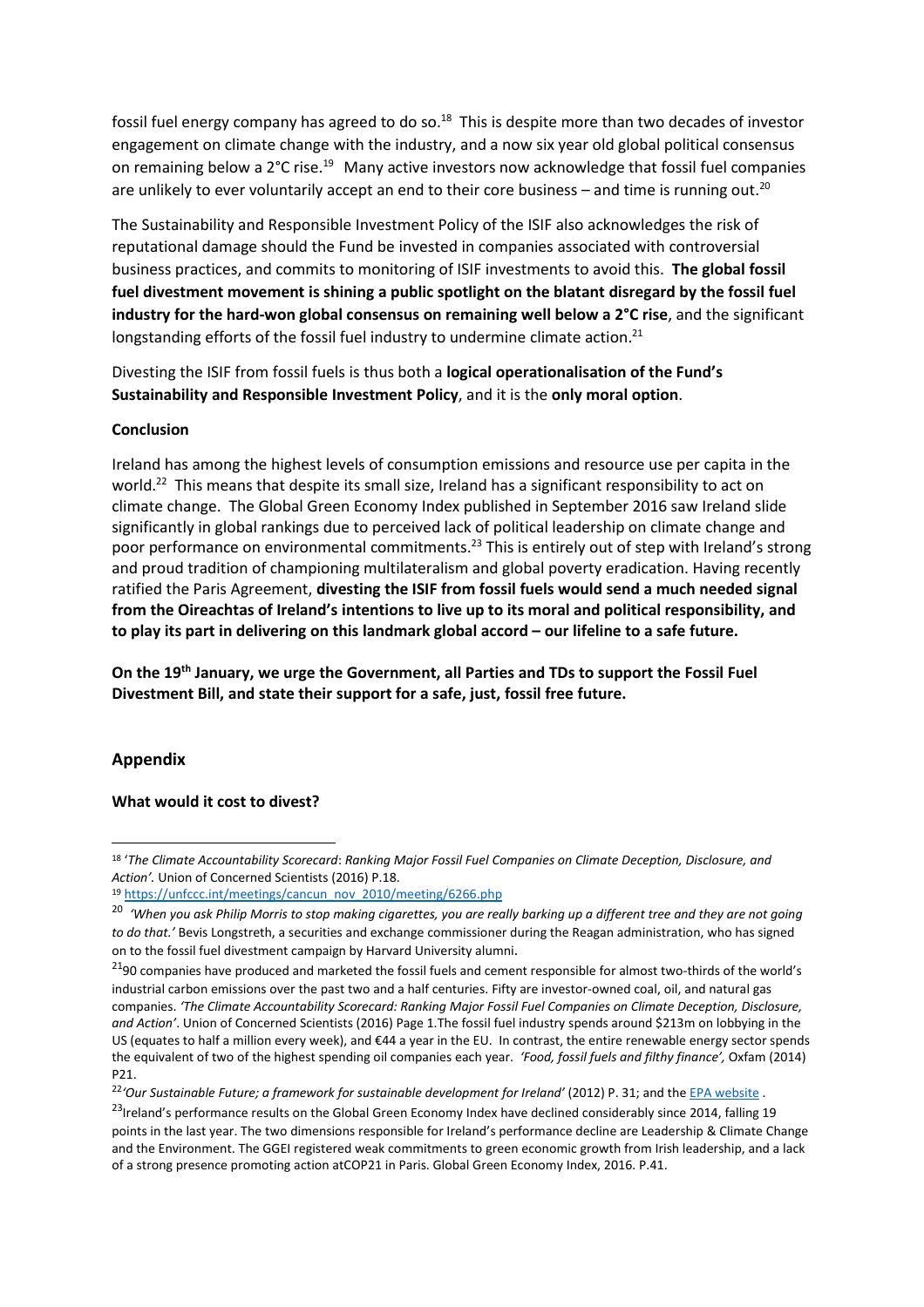fossil fuel energy company has agreed to do so.[18] This is despite more than two decades of investor engagement on climate change with the industry, and a now six year old global political consensus on remaining below a 2°C rise.[19] Many active investors now acknowledge that fossil fuel companies are unlikely to ever voluntarily accept an end to their core business – and time is running out.[20]

The Sustainability and Responsible Investment Policy of the ISIF also acknowledges the risk of reputational damage should the Fund be invested in companies associated with controversial business practices, and commits to monitoring of ISIF investments to avoid this. **The global fossil fuel divestment movement is shining a public spotlight on the blatant disregard by the fossil fuel industry for the hard-won global consensus on remaining well below a 2°C rise**, and the significant longstanding efforts of the fossil fuel industry to undermine climate action.[21]

Divesting the ISIF from fossil fuels is thus both a **logical operationalisation of the Fund's Sustainability and Responsible Investment Policy**, and it is the **only moral option**.

**Conclusion**

Ireland has among the highest levels of consumption emissions and resource use per capita in the world.[22] This means that despite its small size, Ireland has a significant responsibility to act on climate change. The Global Green Economy Index published in September 2016 saw Ireland slide significantly in global rankings due to perceived lack of political leadership on climate change and poor performance on environmental commitments.[23] This is entirely out of step with Ireland's strong and proud tradition of championing multilateralism and global poverty eradication. Having recently ratified the Paris Agreement, **divesting the ISIF from fossil fuels would send a much needed signal from the Oireachtas of Ireland's intentions to live up to its moral and political responsibility, and to play its part in delivering on this landmark global accord – our lifeline to a safe future.**

**On the 19th January, we urge the Government, all Parties and TDs to support the Fossil Fuel Divestment Bill, and state their support for a safe, just, fossil free future.**

## Appendix

**What would it cost to divest?**

---

[18] '*The Climate Accountability Scorecard*: *Ranking Major Fossil Fuel Companies on Climate Deception, Disclosure, and Action'.* Union of Concerned Scientists (2016) P.18.

[19] https://unfccc.int/meetings/cancun_nov_2010/meeting/6266.php

[20] *'When you ask Philip Morris to stop making cigarettes, you are really barking up a different tree and they are not going to do that.'* Bevis Longstreth, a securities and exchange commissioner during the Reagan administration, who has signed on to the fossil fuel divestment campaign by Harvard University alumni.

[21] 90 companies have produced and marketed the fossil fuels and cement responsible for almost two-thirds of the world's industrial carbon emissions over the past two and a half centuries. Fifty are investor-owned coal, oil, and natural gas companies. *'The Climate Accountability Scorecard: Ranking Major Fossil Fuel Companies on Climate Deception, Disclosure, and Action'*. Union of Concerned Scientists (2016) Page 1.The fossil fuel industry spends around $213m on lobbying in the US (equates to half a million every week), and €44 a year in the EU. In contrast, the entire renewable energy sector spends the equivalent of two of the highest spending oil companies each year. *'Food, fossil fuels and filthy finance',* Oxfam (2014) P21.

[22] *'Our Sustainable Future; a framework for sustainable development for Ireland'* (2012) P. 31; and the EPA website .

[23] Ireland's performance results on the Global Green Economy Index have declined considerably since 2014, falling 19 points in the last year. The two dimensions responsible for Ireland's performance decline are Leadership & Climate Change and the Environment. The GGEI registered weak commitments to green economic growth from Irish leadership, and a lack of a strong presence promoting action atCOP21 in Paris. Global Green Economy Index, 2016. P.41.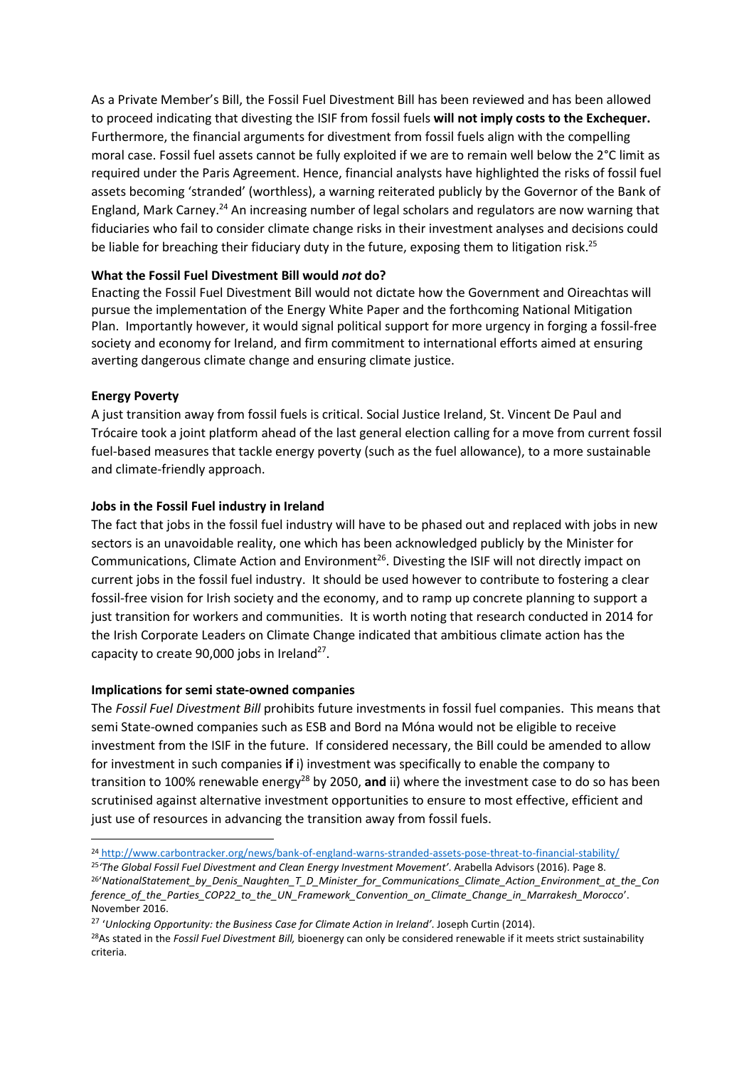As a Private Member's Bill, the Fossil Fuel Divestment Bill has been reviewed and has been allowed to proceed indicating that divesting the ISIF from fossil fuels **will not imply costs to the Exchequer.** Furthermore, the financial arguments for divestment from fossil fuels align with the compelling moral case. Fossil fuel assets cannot be fully exploited if we are to remain well below the 2°C limit as required under the Paris Agreement. Hence, financial analysts have highlighted the risks of fossil fuel assets becoming 'stranded' (worthless), a warning reiterated publicly by the Governor of the Bank of England, Mark Carney.[24] An increasing number of legal scholars and regulators are now warning that fiduciaries who fail to consider climate change risks in their investment analyses and decisions could be liable for breaching their fiduciary duty in the future, exposing them to litigation risk.[25]

**What the Fossil Fuel Divestment Bill would *not* do?**

Enacting the Fossil Fuel Divestment Bill would not dictate how the Government and Oireachtas will pursue the implementation of the Energy White Paper and the forthcoming National Mitigation Plan. Importantly however, it would signal political support for more urgency in forging a fossil-free society and economy for Ireland, and firm commitment to international efforts aimed at ensuring averting dangerous climate change and ensuring climate justice.

**Energy Poverty**

A just transition away from fossil fuels is critical. Social Justice Ireland, St. Vincent De Paul and Trócaire took a joint platform ahead of the last general election calling for a move from current fossil fuel-based measures that tackle energy poverty (such as the fuel allowance), to a more sustainable and climate-friendly approach.

**Jobs in the Fossil Fuel industry in Ireland**

The fact that jobs in the fossil fuel industry will have to be phased out and replaced with jobs in new sectors is an unavoidable reality, one which has been acknowledged publicly by the Minister for Communications, Climate Action and Environment[26]. Divesting the ISIF will not directly impact on current jobs in the fossil fuel industry. It should be used however to contribute to fostering a clear fossil-free vision for Irish society and the economy, and to ramp up concrete planning to support a just transition for workers and communities. It is worth noting that research conducted in 2014 for the Irish Corporate Leaders on Climate Change indicated that ambitious climate action has the capacity to create 90,000 jobs in Ireland[27].

**Implications for semi state-owned companies**

The *Fossil Fuel Divestment Bill* prohibits future investments in fossil fuel companies. This means that semi State-owned companies such as ESB and Bord na Móna would not be eligible to receive investment from the ISIF in the future. If considered necessary, the Bill could be amended to allow for investment in such companies **if** i) investment was specifically to enable the company to transition to 100% renewable energy[28] by 2050, **and** ii) where the investment case to do so has been scrutinised against alternative investment opportunities to ensure to most effective, efficient and just use of resources in advancing the transition away from fossil fuels.

---

[24] http://www.carbontracker.org/news/bank-of-england-warns-stranded-assets-pose-threat-to-financial-stability/

[25] *'The Global Fossil Fuel Divestment and Clean Energy Investment Movement'*. Arabella Advisors (2016). Page 8.

[26] *'NationalStatement_by_Denis_Naughten_T_D_Minister_for_Communications_Climate_Action_Environment_at_the_Conference_of_the_Parties_COP22_to_the_UN_Framework_Convention_on_Climate_Change_in_Marrakesh_Morocco'*. November 2016.

[27] *'Unlocking Opportunity: the Business Case for Climate Action in Ireland'*. Joseph Curtin (2014).

[28] As stated in the *Fossil Fuel Divestment Bill,* bioenergy can only be considered renewable if it meets strict sustainability criteria.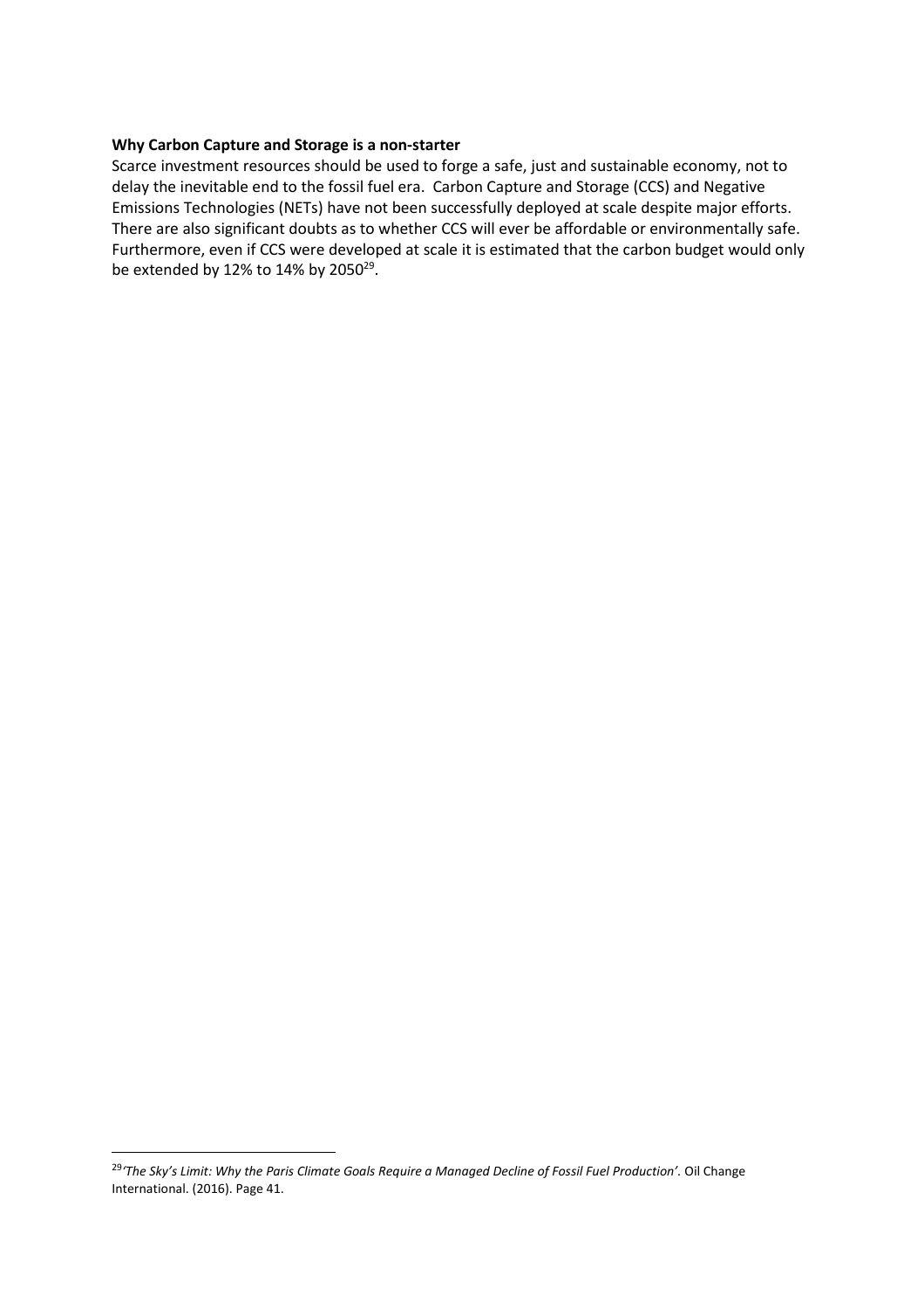**Why Carbon Capture and Storage is a non-starter**

Scarce investment resources should be used to forge a safe, just and sustainable economy, not to delay the inevitable end to the fossil fuel era. Carbon Capture and Storage (CCS) and Negative Emissions Technologies (NETs) have not been successfully deployed at scale despite major efforts. There are also significant doubts as to whether CCS will ever be affordable or environmentally safe. Furthermore, even if CCS were developed at scale it is estimated that the carbon budget would only be extended by 12% to 14% by 2050[29].

[29] *'The Sky's Limit: Why the Paris Climate Goals Require a Managed Decline of Fossil Fuel Production'*. Oil Change International. (2016). Page 41.